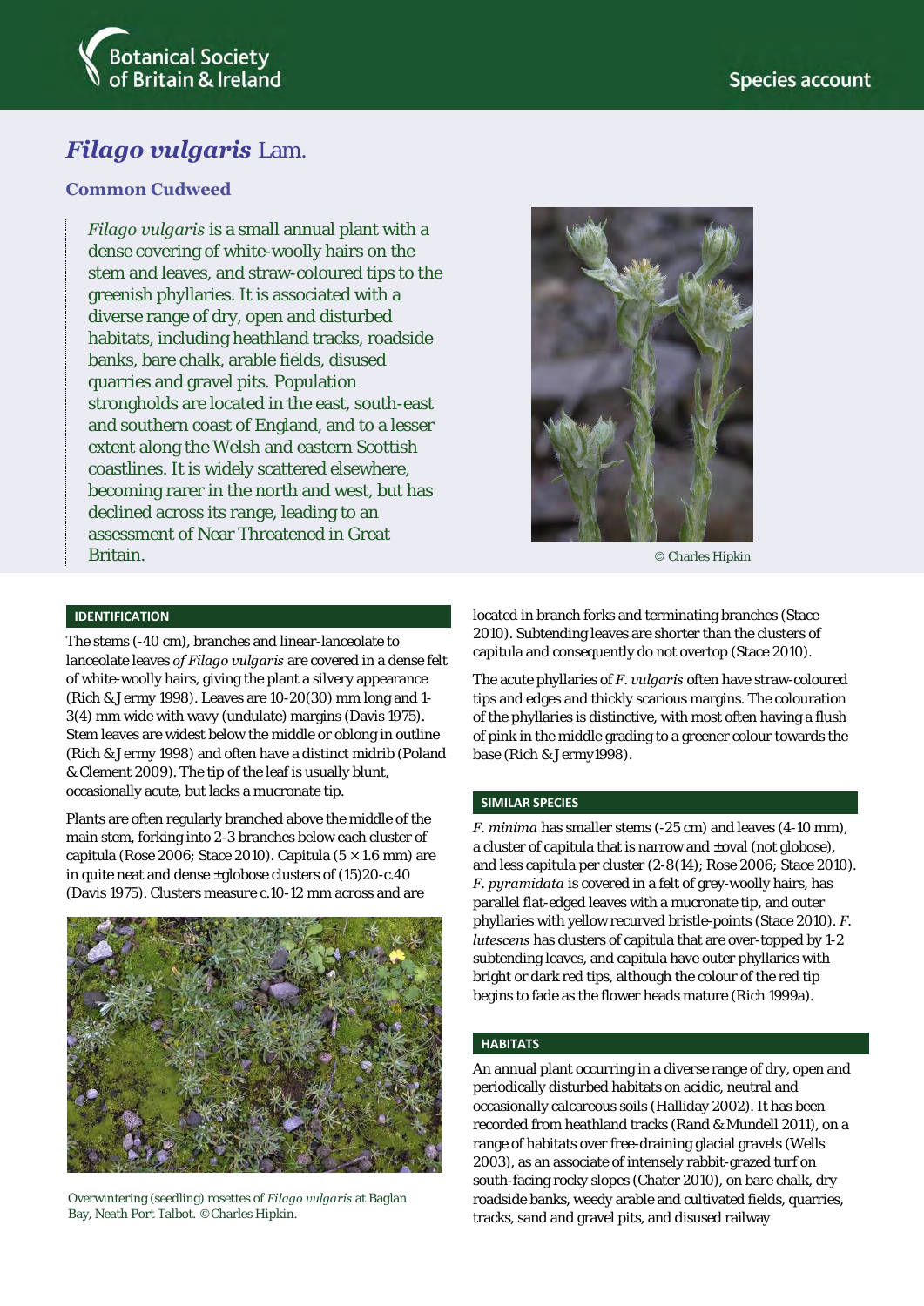# *Filago vulgaris* Lam.

## Common Cudweed

*Filago vulgaris* is a small annual plant with a dense covering of white-woolly hairs on the stem and leaves, and straw-coloured tips to the greenish phyllaries. It is associated with a diverse range of dry, open and disturbed habitats, including heathland tracks, roadside banks, bare chalk, arable fields, disused quarries and gravel pits. Population strongholds are located in the east, south-east and southern coast of England, and to a lesser extent along the Welsh and eastern Scottish coastlines. It is widely scattered elsewhere, becoming rarer in the north and west, but has declined across its range, leading to an assessment of Near Threatened in Great Britain.

© Charles Hipkin

### IDENTIFICATION

The stems (-40 cm), branches and linear-lanceolate to lanceolate leaves *of Filago vulgaris* are covered in a dense felt of white-woolly hairs, giving the plant a silvery appearance (Rich & Jermy 1998). Leaves are 10-20(30) mm long and 1-3(4) mm wide with wavy (undulate) margins (Davis 1975). Stem leaves are widest below the middle or oblong in outline (Rich & Jermy 1998) and often have a distinct midrib (Poland & Clement 2009). The tip of the leaf is usually blunt, occasionally acute, but lacks a mucronate tip.

Plants are often regularly branched above the middle of the main stem, forking into 2-3 branches below each cluster of capitula (Rose 2006; Stace 2010). Capitula (5 × 1.6 mm) are in quite neat and dense ±globose clusters of (15)20-c.40 (Davis 1975). Clusters measure c.10-12 mm across and are located in branch forks and terminating branches (Stace 2010). Subtending leaves are shorter than the clusters of capitula and consequently do not overtop (Stace 2010).

Overwintering (seedling) rosettes of *Filago vulgaris* at Baglan Bay, Neath Port Talbot. ©Charles Hipkin.

The acute phyllaries of *F. vulgaris* often have straw-coloured tips and edges and thickly scarious margins. The colouration of the phyllaries is distinctive, with most often having a flush of pink in the middle grading to a greener colour towards the base (Rich & Jermy1998).

### SIMILAR SPECIES

*F. minima* has smaller stems (-25 cm) and leaves (4-10 mm), a cluster of capitula that is narrow and ±oval (not globose), and less capitula per cluster (2-8(14); Rose 2006; Stace 2010). *F. pyramidata* is covered in a felt of grey-woolly hairs, has parallel flat-edged leaves with a mucronate tip, and outer phyllaries with yellow recurved bristle-points (Stace 2010). *F. lutescens* has clusters of capitula that are over-topped by 1-2 subtending leaves, and capitula have outer phyllaries with bright or dark red tips, although the colour of the red tip begins to fade as the flower heads mature (Rich 1999a).

### HABITATS

An annual plant occurring in a diverse range of dry, open and periodically disturbed habitats on acidic, neutral and occasionally calcareous soils (Halliday 2002). It has been recorded from heathland tracks (Rand & Mundell 2011), on a range of habitats over free-draining glacial gravels (Wells 2003), as an associate of intensely rabbit-grazed turf on south-facing rocky slopes (Chater 2010), on bare chalk, dry roadside banks, weedy arable and cultivated fields, quarries, tracks, sand and gravel pits, and disused railway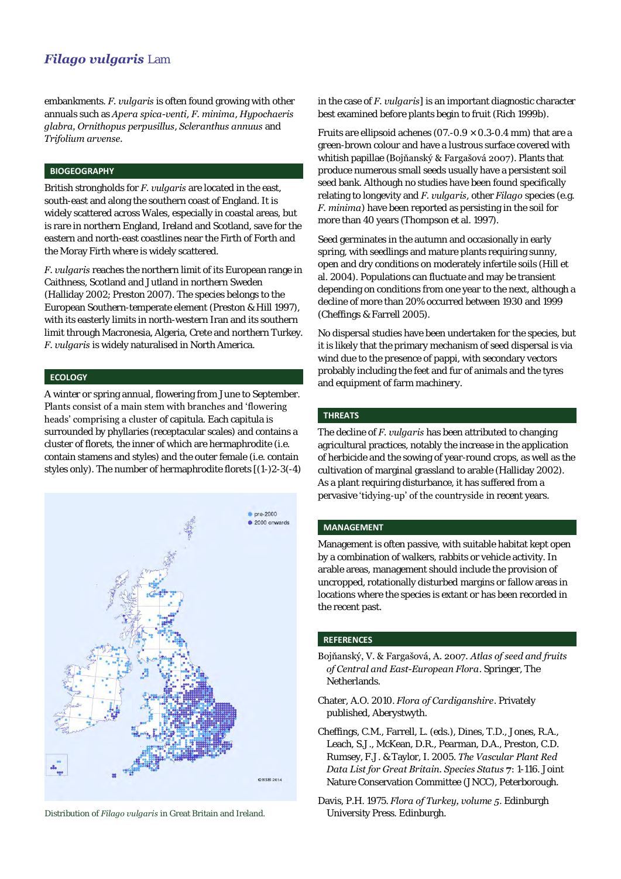embankments. *F. vulgaris* is often found growing with other annuals such as *Apera spica-venti*, *F. minima*, *Hypochaeris glabra*, *Ornithopus perpusillus*, *Scleranthus annuus* and *Trifolium arvense*.

## BIOGEOGRAPHY

British strongholds for *F. vulgaris* are located in the east, south-east and along the southern coast of England. It is widely scattered across Wales, especially in coastal areas, but is rare in northern England, Ireland and Scotland, save for the eastern and north-east coastlines near the Firth of Forth and the Moray Firth where is widely scattered.

*F. vulgaris* reaches the northern limit of its European range in Caithness, Scotland and Jutland in northern Sweden (Halliday 2002; Preston 2007). The species belongs to the European Southern-temperate element (Preston & Hill 1997), with its easterly limits in north-western Iran and its southern limit through Macronesia, Algeria, Crete and northern Turkey. *F. vulgaris* is widely naturalised in North America.

## ECOLOGY

A winter or spring annual, flowering from June to September. Plants consist of a main stem with branches and 'flowering heads' comprising a cluster of capitula. Each capitula is surrounded by phyllaries (receptacular scales) and contains a cluster of florets, the inner of which are hermaphrodite (i.e. contain stamens and styles) and the outer female (i.e. contain styles only). The number of hermaphrodite florets [(1-)2-3(-4) in the case of *F. vulgaris*] is an important diagnostic character best examined before plants begin to fruit (Rich 1999b).

Fruits are ellipsoid achenes (07.-0.9 × 0.3-0.4 mm) that are a green-brown colour and have a lustrous surface covered with whitish papillae (Bojňanský & Fargašová 2007). Plants that produce numerous small seeds usually have a persistent soil seed bank. Although no studies have been found specifically relating to longevity and *F. vulgaris*, other *Filago* species (e.g. *F. minima*) have been reported as persisting in the soil for more than 40 years (Thompson et al. 1997).

Seed germinates in the autumn and occasionally in early spring, with seedlings and mature plants requiring sunny, open and dry conditions on moderately infertile soils (Hill et al. 2004). Populations can fluctuate and may be transient depending on conditions from one year to the next, although a decline of more than 20% occurred between 1930 and 1999 (Cheffings & Farrell 2005).

No dispersal studies have been undertaken for the species, but it is likely that the primary mechanism of seed dispersal is via wind due to the presence of pappi, with secondary vectors probably including the feet and fur of animals and the tyres and equipment of farm machinery.

Distribution of *Filago vulgaris* in Great Britain and Ireland.

## THREATS

The decline of *F. vulgaris* has been attributed to changing agricultural practices, notably the increase in the application of herbicide and the sowing of year-round crops, as well as the cultivation of marginal grassland to arable (Halliday 2002). As a plant requiring disturbance, it has suffered from a pervasive 'tidying-up' of the countryside in recent years.

## MANAGEMENT

Management is often passive, with suitable habitat kept open by a combination of walkers, rabbits or vehicle activity. In arable areas, management should include the provision of uncropped, rotationally disturbed margins or fallow areas in locations where the species is extant or has been recorded in the recent past.

## REFERENCES

Bojňanský, V. & Fargašová, A. 2007. *Atlas of seed and fruits of Central and East-European Flora*. Springer, The Netherlands.

Chater, A.O. 2010. *Flora of Cardiganshire*. Privately published, Aberystwyth.

Cheffings, C.M., Farrell, L. (eds.), Dines, T.D., Jones, R.A., Leach, S.J., McKean, D.R., Pearman, D.A., Preston, C.D. Rumsey, F.J. & Taylor, I. 2005. *The Vascular Plant Red Data List for Great Britain. Species Status* 7: 1-116. Joint Nature Conservation Committee (JNCC), Peterborough.

Davis, P.H. 1975. *Flora of Turkey, volume 5*. Edinburgh University Press. Edinburgh.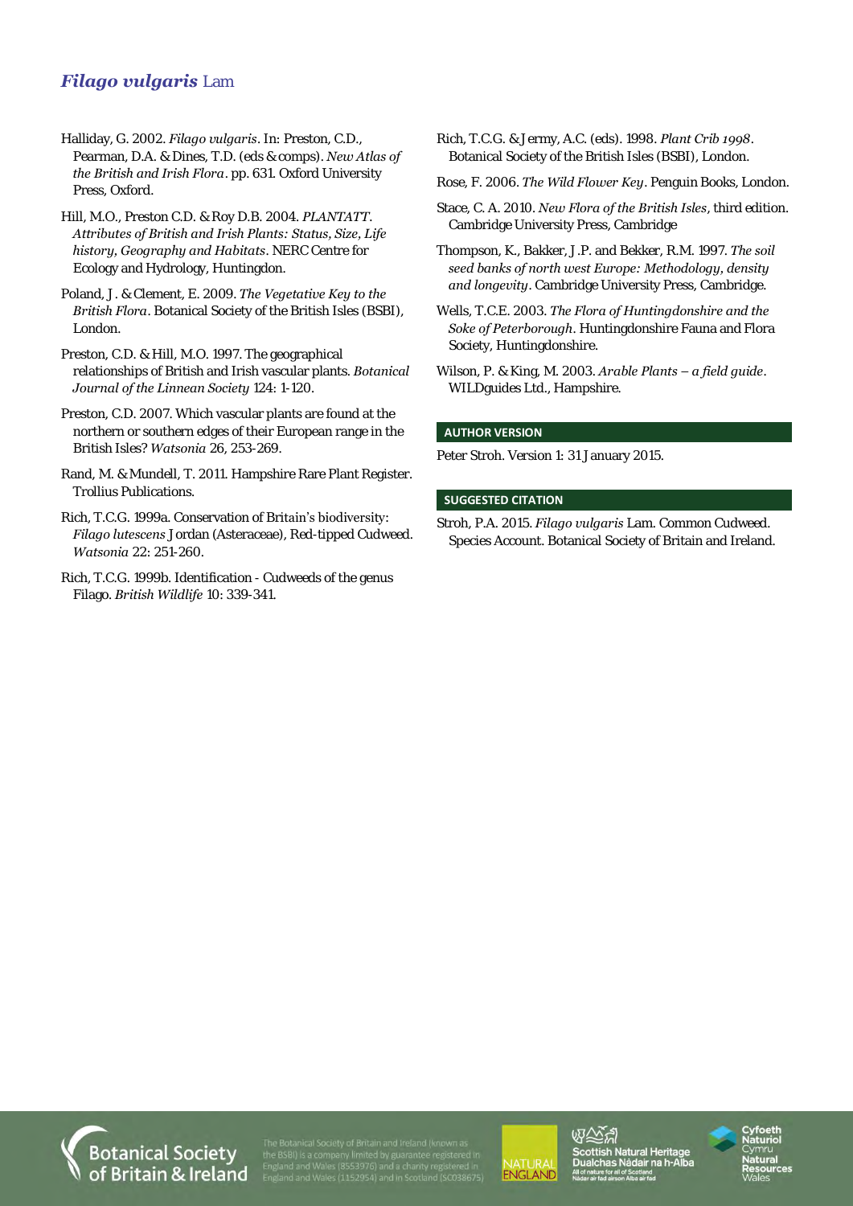Halliday, G. 2002. *Filago vulgaris*. In: Preston, C.D., Pearman, D.A. & Dines, T.D. (eds & comps). *New Atlas of the British and Irish Flora*. pp. 631. Oxford University Press, Oxford.

Hill, M.O., Preston C.D. & Roy D.B. 2004. *PLANTATT. Attributes of British and Irish Plants: Status, Size, Life history, Geography and Habitats*. NERC Centre for Ecology and Hydrology, Huntingdon.

Poland, J. & Clement, E. 2009. *The Vegetative Key to the British Flora*. Botanical Society of the British Isles (BSBI), London.

Preston, C.D. & Hill, M.O. 1997. The geographical relationships of British and Irish vascular plants. *Botanical Journal of the Linnean Society* 124: 1-120.

Preston, C.D. 2007. Which vascular plants are found at the northern or southern edges of their European range in the British Isles? *Watsonia* 26, 253-269.

Rand, M. & Mundell, T. 2011. Hampshire Rare Plant Register. Trollius Publications.

Rich, T.C.G. 1999a. Conservation of Britain's biodiversity: *Filago lutescens* Jordan (Asteraceae), Red-tipped Cudweed. *Watsonia* 22: 251-260.

Rich, T.C.G. 1999b. Identification - Cudweeds of the genus Filago. *British Wildlife* 10: 339-341.

Rich, T.C.G. & Jermy, A.C. (eds). 1998. *Plant Crib 1998*. Botanical Society of the British Isles (BSBI), London.

Rose, F. 2006. *The Wild Flower Key*. Penguin Books, London.

Stace, C. A. 2010. *New Flora of the British Isles*, third edition. Cambridge University Press, Cambridge

Thompson, K., Bakker, J.P. and Bekker, R.M. 1997. *The soil seed banks of north west Europe: Methodology, density and longevity*. Cambridge University Press, Cambridge.

Wells, T.C.E. 2003. *The Flora of Huntingdonshire and the Soke of Peterborough*. Huntingdonshire Fauna and Flora Society, Huntingdonshire.

Wilson, P. & King, M. 2003. *Arable Plants – a field guide*. WILDguides Ltd., Hampshire.

## AUTHOR VERSION

Peter Stroh. Version 1: 31 January 2015.

## SUGGESTED CITATION

Stroh, P.A. 2015. *Filago vulgaris* Lam. Common Cudweed. Species Account. Botanical Society of Britain and Ireland.

Botanical Society of Britain & Ireland

The Botanical Society of Britain and Ireland (known as the BSBI) is a company limited by guarantee registered in England and Wales (8553976) and a charity registered in England and Wales (1152954) and in Scotland (SC038675)

NATURAL ENGLAND

Scottish Natural Heritage
Dualchas Nàdair na h-Alba
All of nature for all of Scotland
Nàdar air fad airson Alba air fad

Cyfoeth Naturiol Cymru
Natural Resources Wales